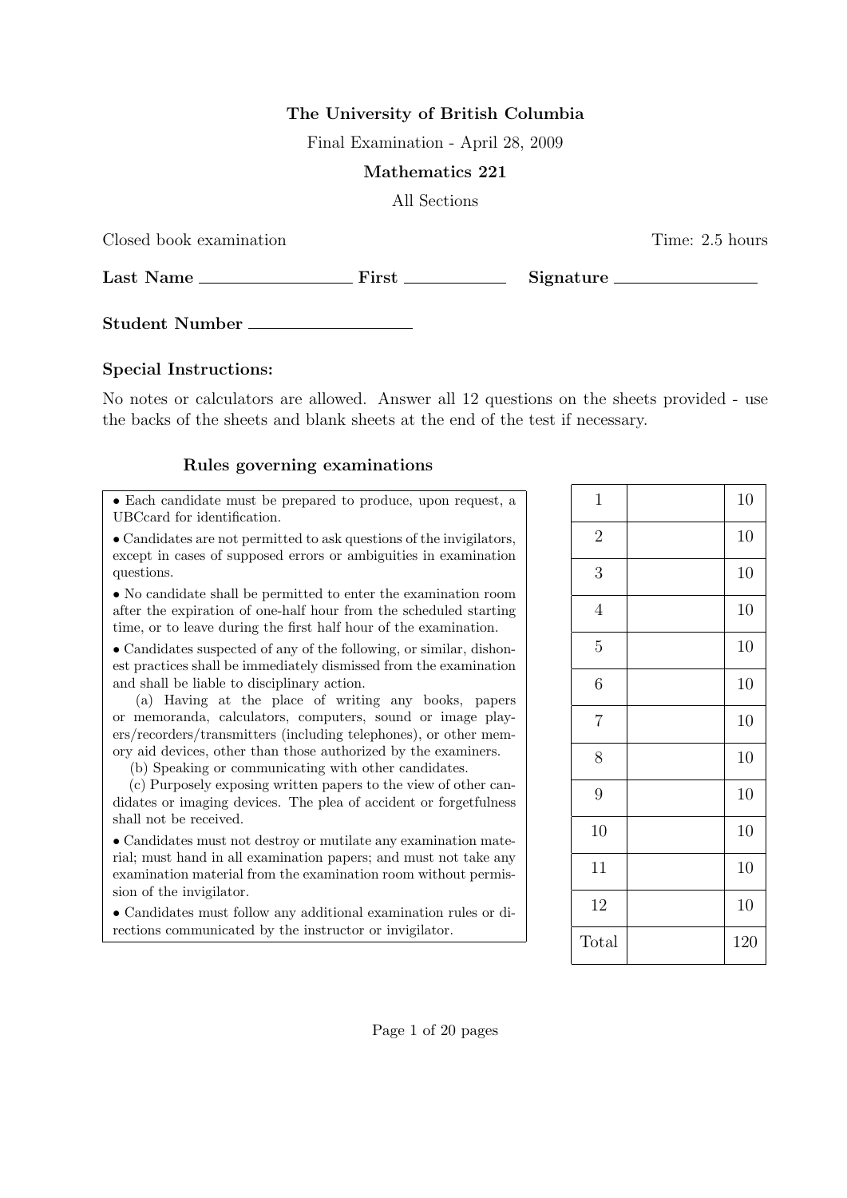**The University of British Columbia**

Final Examination - April 28, 2009

**Mathematics 221**

All Sections

Closed book examination Time: 2.5 hours

**Last Name** ________________ **First** ____________ **Signature** ________________

**Student Number** __________________

**Special Instructions:**

No notes or calculators are allowed. Answer all 12 questions on the sheets provided - use the backs of the sheets and blank sheets at the end of the test if necessary.

**Rules governing examinations**

- Each candidate must be prepared to produce, upon request, a UBCcard for identification.
- Candidates are not permitted to ask questions of the invigilators, except in cases of supposed errors or ambiguities in examination questions.
- No candidate shall be permitted to enter the examination room after the expiration of one-half hour from the scheduled starting time, or to leave during the first half hour of the examination.
- Candidates suspected of any of the following, or similar, dishonest practices shall be immediately dismissed from the examination and shall be liable to disciplinary action.
  (a) Having at the place of writing any books, papers or memoranda, calculators, computers, sound or image players/recorders/transmitters (including telephones), or other memory aid devices, other than those authorized by the examiners.
  (b) Speaking or communicating with other candidates.
  (c) Purposely exposing written papers to the view of other candidates or imaging devices. The plea of accident or forgetfulness shall not be received.
- Candidates must not destroy or mutilate any examination material; must hand in all examination papers; and must not take any examination material from the examination room without permission of the invigilator.
- Candidates must follow any additional examination rules or directions communicated by the instructor or invigilator.

| | | |
|---|---|---|
| 1 | | 10 |
| 2 | | 10 |
| 3 | | 10 |
| 4 | | 10 |
| 5 | | 10 |
| 6 | | 10 |
| 7 | | 10 |
| 8 | | 10 |
| 9 | | 10 |
| 10 | | 10 |
| 11 | | 10 |
| 12 | | 10 |
| Total | | 120 |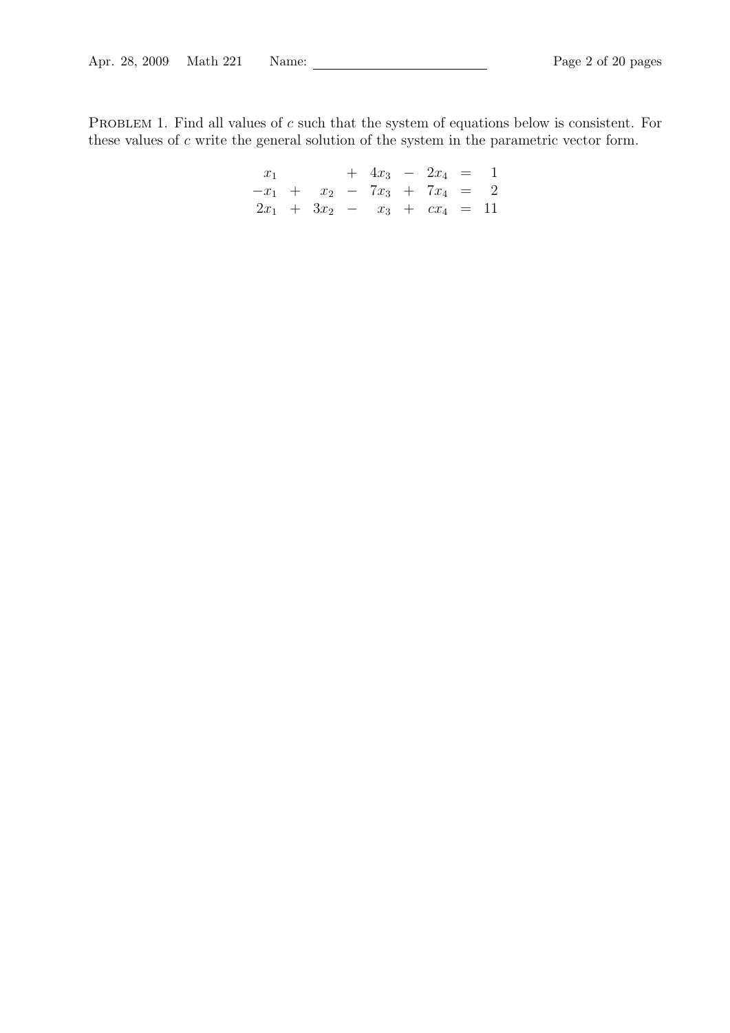PROBLEM 1. Find all values of $c$ such that the system of equations below is consistent. For these values of $c$ write the general solution of the system in the parametric vector form.

$$
\begin{array}{rcrcrcrcr}
x_1 & & & + & 4x_3 & - & 2x_4 & = & 1 \\
-x_1 & + & x_2 & - & 7x_3 & + & 7x_4 & = & 2 \\
2x_1 & + & 3x_2 & - & x_3 & + & cx_4 & = & 11
\end{array}
$$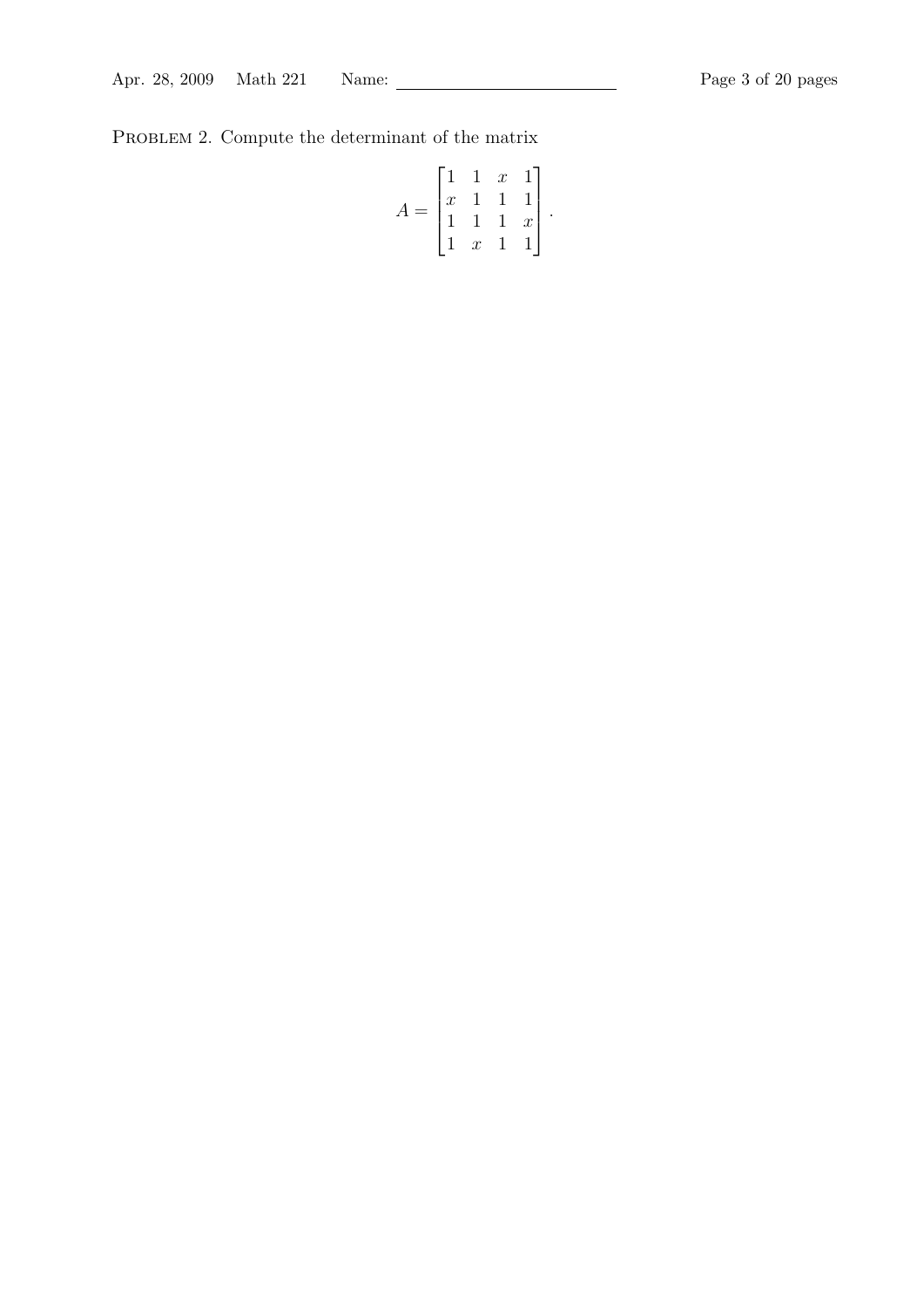Problem 2. Compute the determinant of the matrix

$$A = \begin{bmatrix} 1 & 1 & x & 1 \\ x & 1 & 1 & 1 \\ 1 & 1 & 1 & x \\ 1 & x & 1 & 1 \end{bmatrix}.$$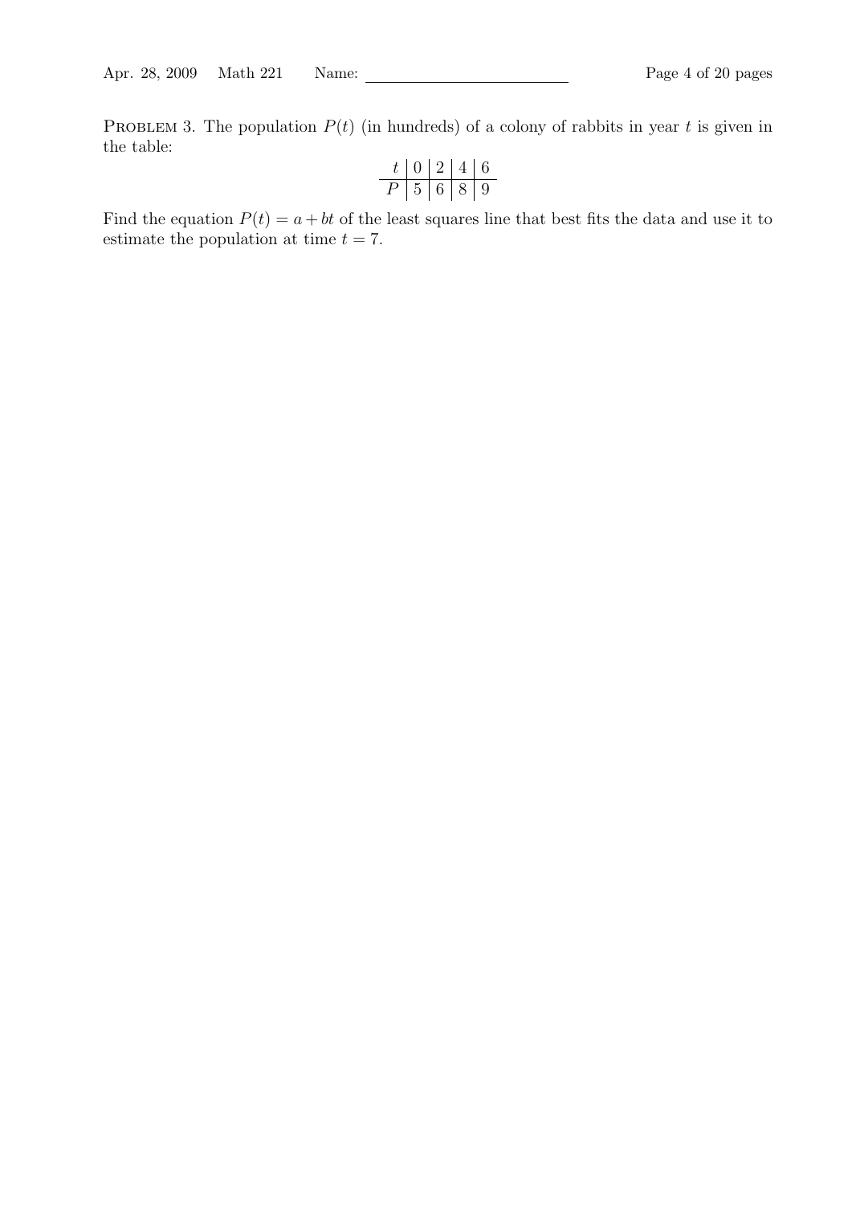PROBLEM 3. The population $P(t)$ (in hundreds) of a colony of rabbits in year $t$ is given in the table:

| $t$ | 0 | 2 | 4 | 6 |
|---|---|---|---|---|
| $P$ | 5 | 6 | 8 | 9 |

Find the equation $P(t) = a + bt$ of the least squares line that best fits the data and use it to estimate the population at time $t = 7$.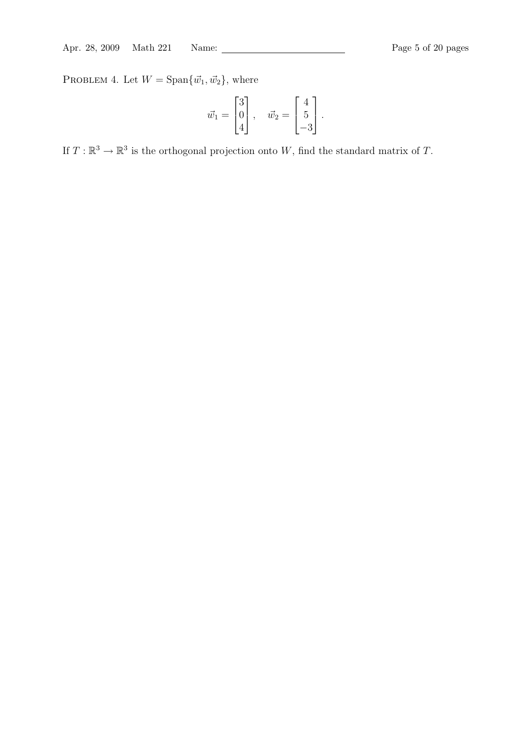PROBLEM 4. Let $W = \text{Span}\{\vec{w}_1, \vec{w}_2\}$, where

$$\vec{w}_1 = \begin{bmatrix} 3 \\ 0 \\ 4 \end{bmatrix}, \quad \vec{w}_2 = \begin{bmatrix} 4 \\ 5 \\ -3 \end{bmatrix}.$$

If $T : \mathbb{R}^3 \to \mathbb{R}^3$ is the orthogonal projection onto $W$, find the standard matrix of $T$.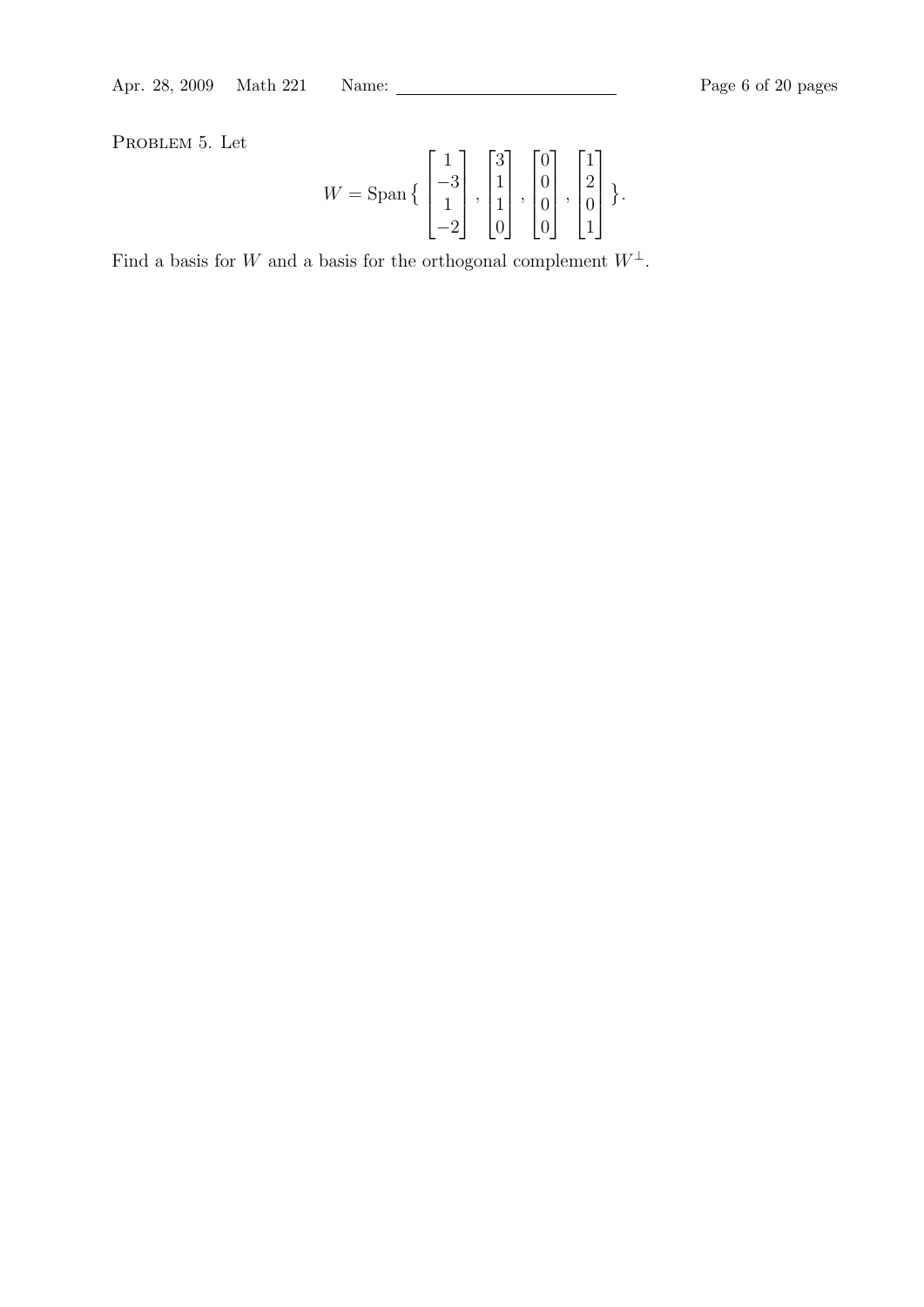Problem 5. Let

$$W = \text{Span}\left\{ \begin{bmatrix} 1 \\ -3 \\ 1 \\ -2 \end{bmatrix}, \begin{bmatrix} 3 \\ 1 \\ 1 \\ 0 \end{bmatrix}, \begin{bmatrix} 0 \\ 0 \\ 0 \\ 0 \end{bmatrix}, \begin{bmatrix} 1 \\ 2 \\ 0 \\ 1 \end{bmatrix} \right\}.$$

Find a basis for $W$ and a basis for the orthogonal complement $W^{\perp}$.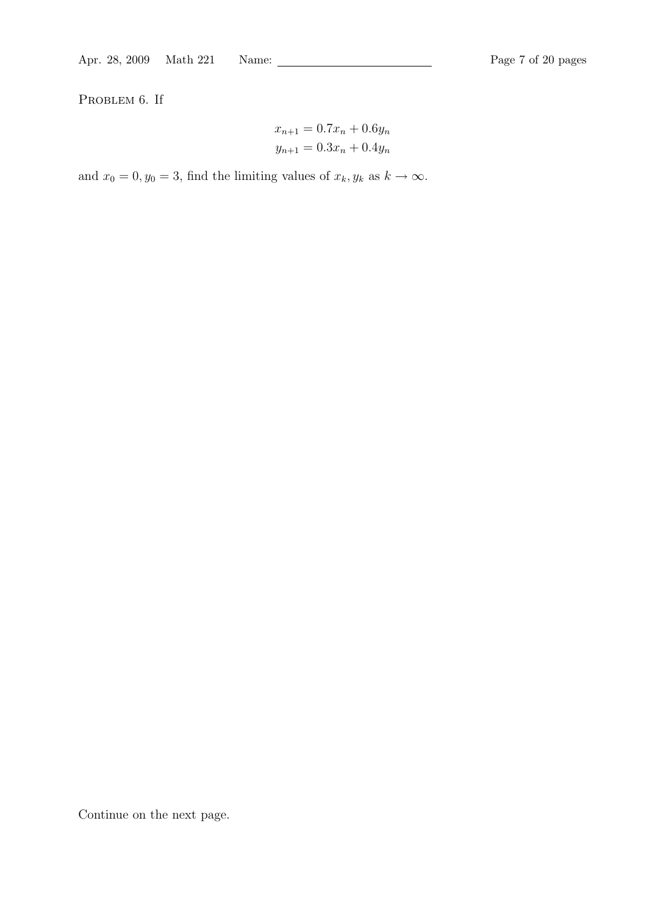Problem 6. If

$$x_{n+1} = 0.7x_n + 0.6y_n$$
$$y_{n+1} = 0.3x_n + 0.4y_n$$

and $x_0 = 0, y_0 = 3$, find the limiting values of $x_k, y_k$ as $k \to \infty$.

Continue on the next page.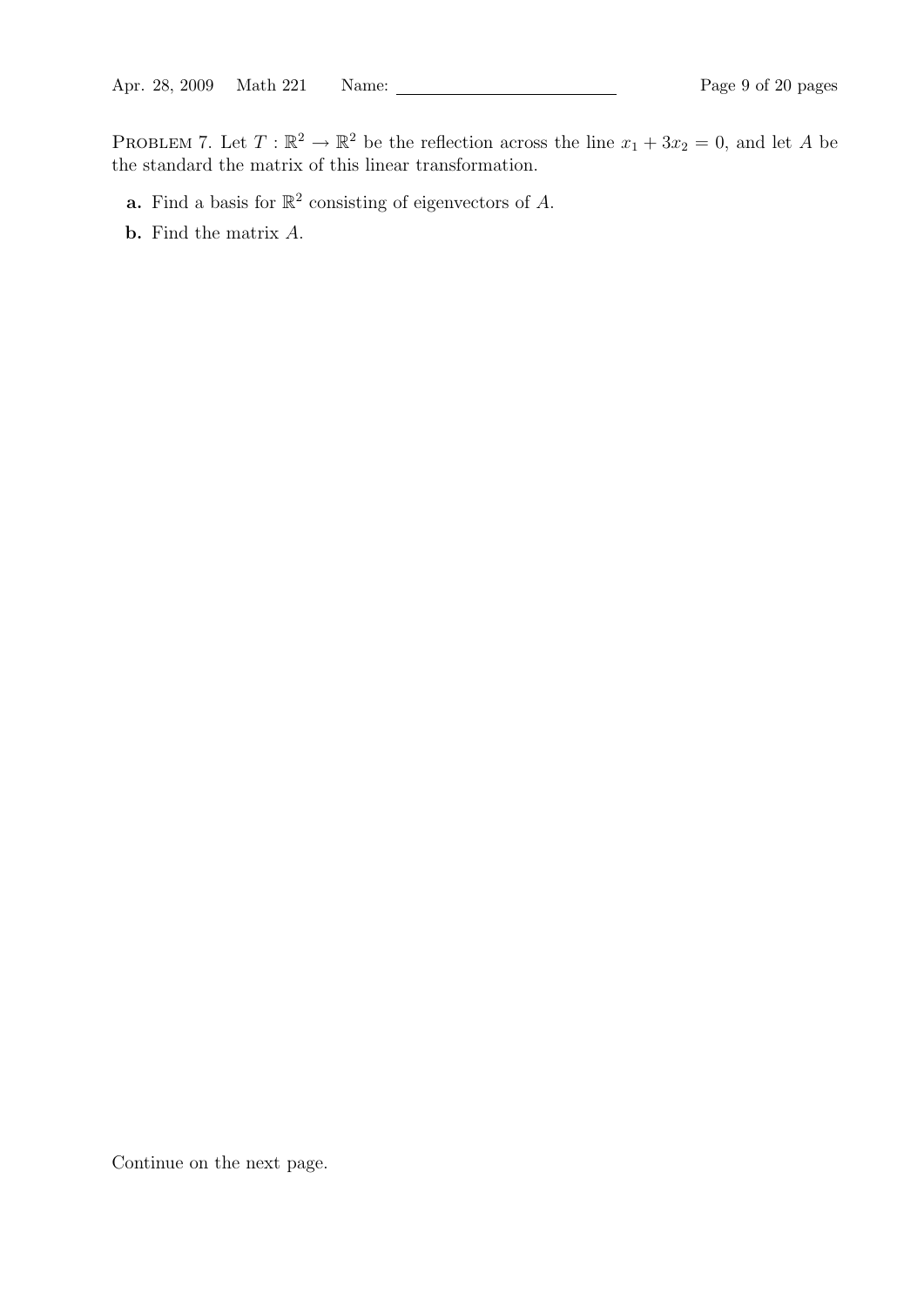PROBLEM 7. Let $T : \mathbb{R}^2 \to \mathbb{R}^2$ be the reflection across the line $x_1 + 3x_2 = 0$, and let $A$ be the standard the matrix of this linear transformation.

- **a.** Find a basis for $\mathbb{R}^2$ consisting of eigenvectors of $A$.
- **b.** Find the matrix $A$.

Continue on the next page.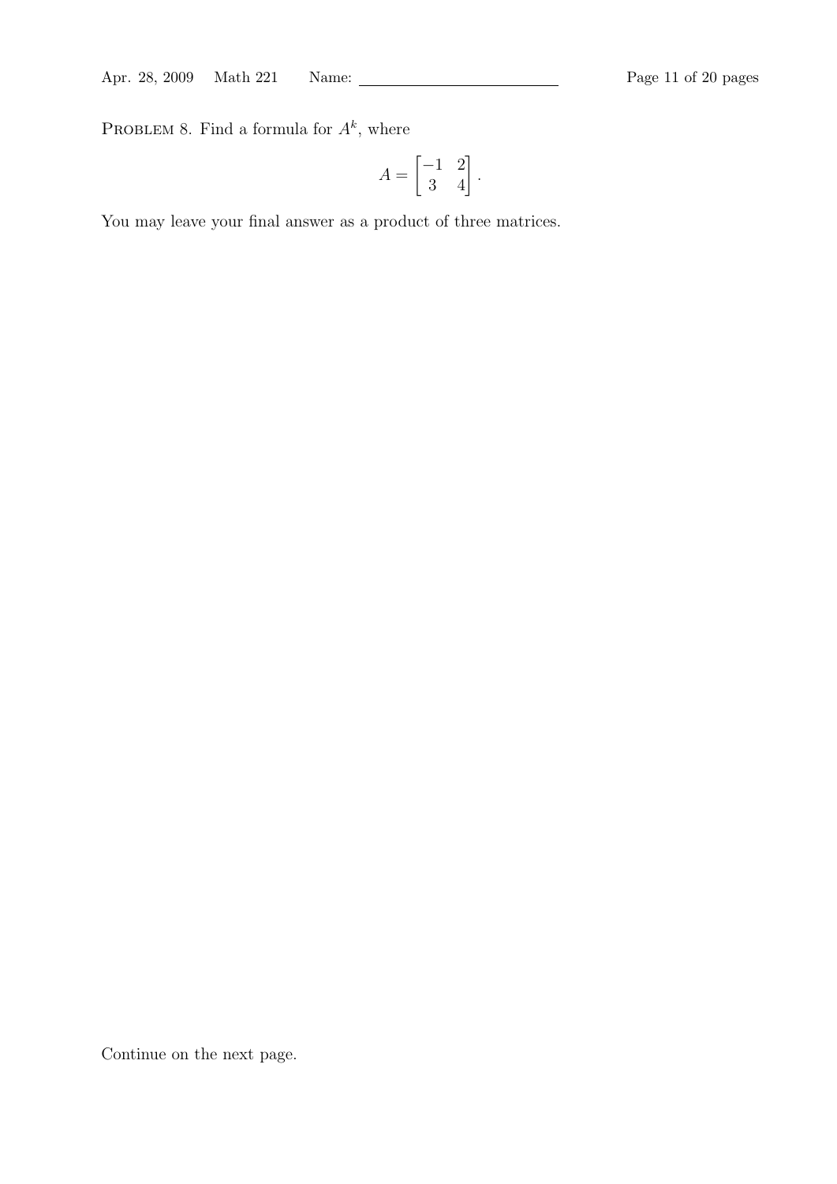PROBLEM 8. Find a formula for $A^k$, where

$$A = \begin{bmatrix} -1 & 2 \\ 3 & 4 \end{bmatrix}.$$

You may leave your final answer as a product of three matrices.

Continue on the next page.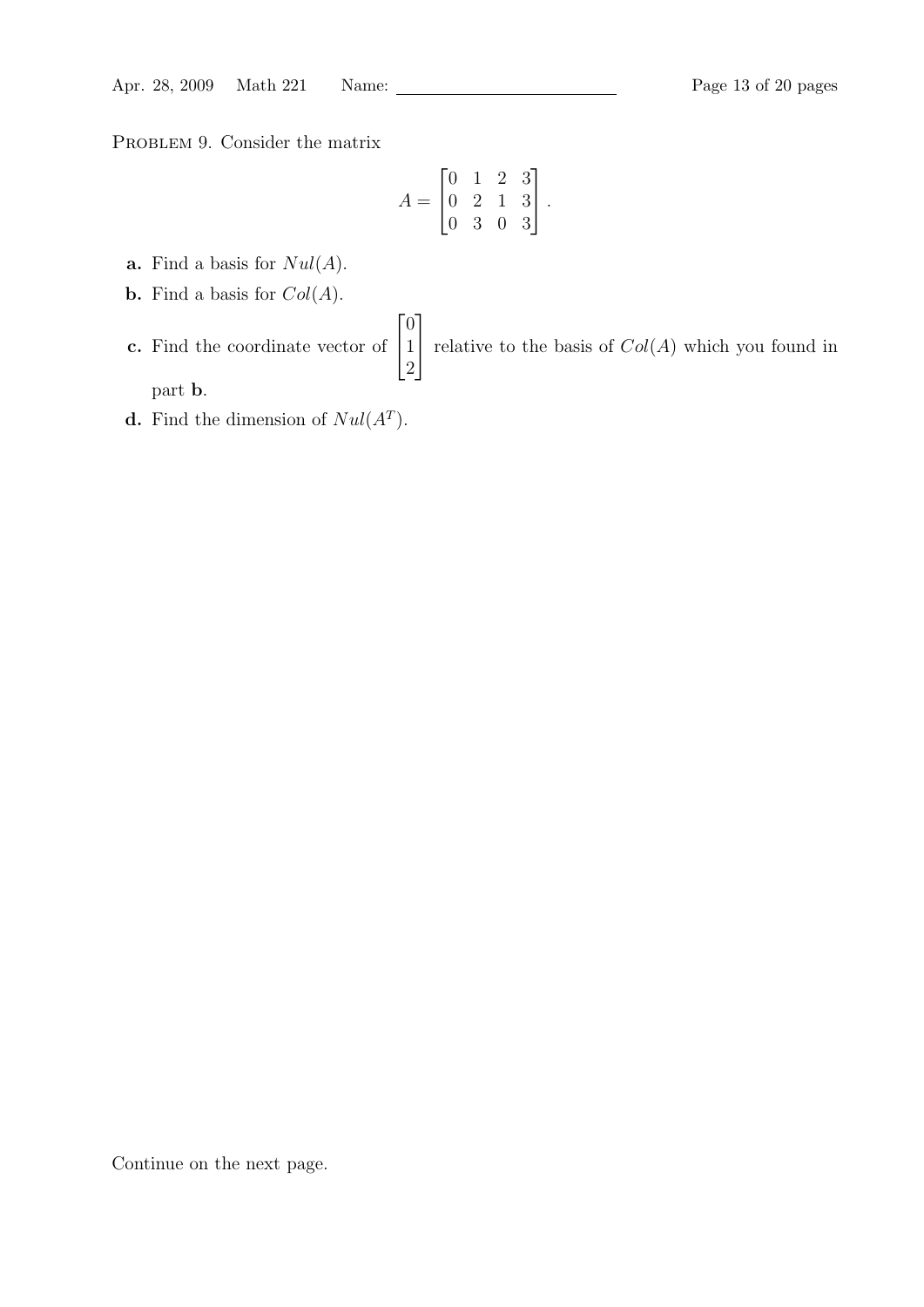Problem 9. Consider the matrix

$$A = \begin{bmatrix} 0 & 1 & 2 & 3 \\ 0 & 2 & 1 & 3 \\ 0 & 3 & 0 & 3 \end{bmatrix}.$$

- **a.** Find a basis for $Nul(A)$.
- **b.** Find a basis for $Col(A)$.
- **c.** Find the coordinate vector of $\begin{bmatrix} 0 \\ 1 \\ 2 \end{bmatrix}$ relative to the basis of $Col(A)$ which you found in part **b**.
- **d.** Find the dimension of $Nul(A^T)$.

Continue on the next page.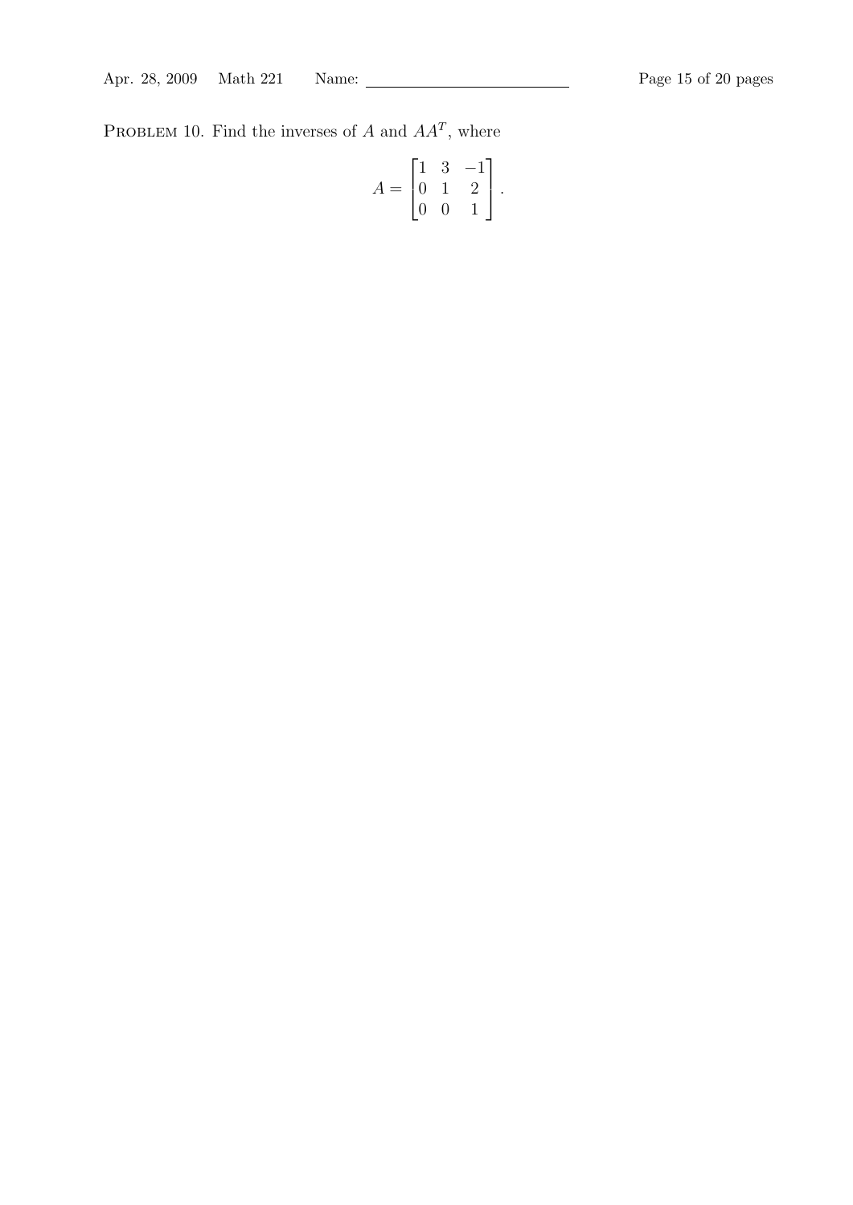PROBLEM 10. Find the inverses of $A$ and $AA^T$, where

$$A = \begin{bmatrix} 1 & 3 & -1 \\ 0 & 1 & 2 \\ 0 & 0 & 1 \end{bmatrix}.$$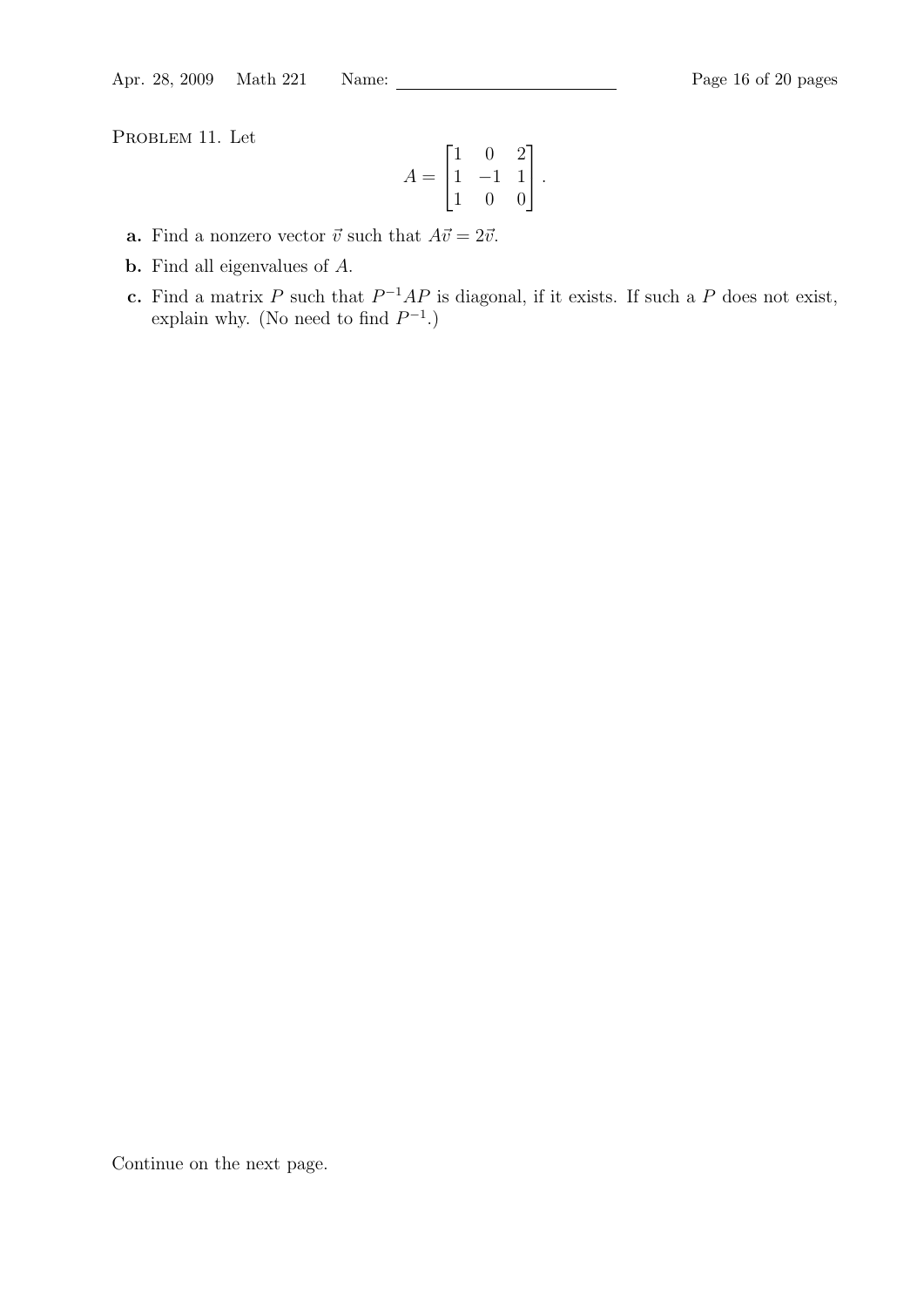PROBLEM 11. Let

$$A = \begin{bmatrix} 1 & 0 & 2 \\ 1 & -1 & 1 \\ 1 & 0 & 0 \end{bmatrix}.$$

- **a.** Find a nonzero vector $\vec{v}$ such that $A\vec{v} = 2\vec{v}$.
- **b.** Find all eigenvalues of $A$.
- **c.** Find a matrix $P$ such that $P^{-1}AP$ is diagonal, if it exists. If such a $P$ does not exist, explain why. (No need to find $P^{-1}$.)

Continue on the next page.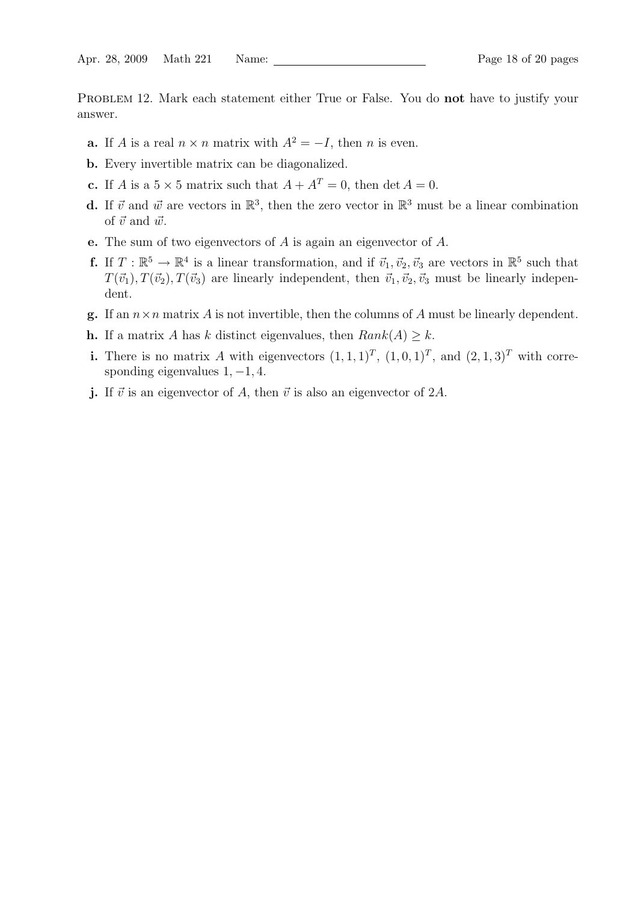Problem 12. Mark each statement either True or False. You do **not** have to justify your answer.

- **a.** If $A$ is a real $n \times n$ matrix with $A^2 = -I$, then $n$ is even.
- **b.** Every invertible matrix can be diagonalized.
- **c.** If $A$ is a $5 \times 5$ matrix such that $A + A^T = 0$, then $\det A = 0$.
- **d.** If $\vec{v}$ and $\vec{w}$ are vectors in $\mathbb{R}^3$, then the zero vector in $\mathbb{R}^3$ must be a linear combination of $\vec{v}$ and $\vec{w}$.
- **e.** The sum of two eigenvectors of $A$ is again an eigenvector of $A$.
- **f.** If $T : \mathbb{R}^5 \to \mathbb{R}^4$ is a linear transformation, and if $\vec{v}_1, \vec{v}_2, \vec{v}_3$ are vectors in $\mathbb{R}^5$ such that $T(\vec{v}_1), T(\vec{v}_2), T(\vec{v}_3)$ are linearly independent, then $\vec{v}_1, \vec{v}_2, \vec{v}_3$ must be linearly independent.
- **g.** If an $n \times n$ matrix $A$ is not invertible, then the columns of $A$ must be linearly dependent.
- **h.** If a matrix $A$ has $k$ distinct eigenvalues, then $Rank(A) \geq k$.
- **i.** There is no matrix $A$ with eigenvectors $(1, 1, 1)^T$, $(1, 0, 1)^T$, and $(2, 1, 3)^T$ with corresponding eigenvalues $1, -1, 4$.
- **j.** If $\vec{v}$ is an eigenvector of $A$, then $\vec{v}$ is also an eigenvector of $2A$.